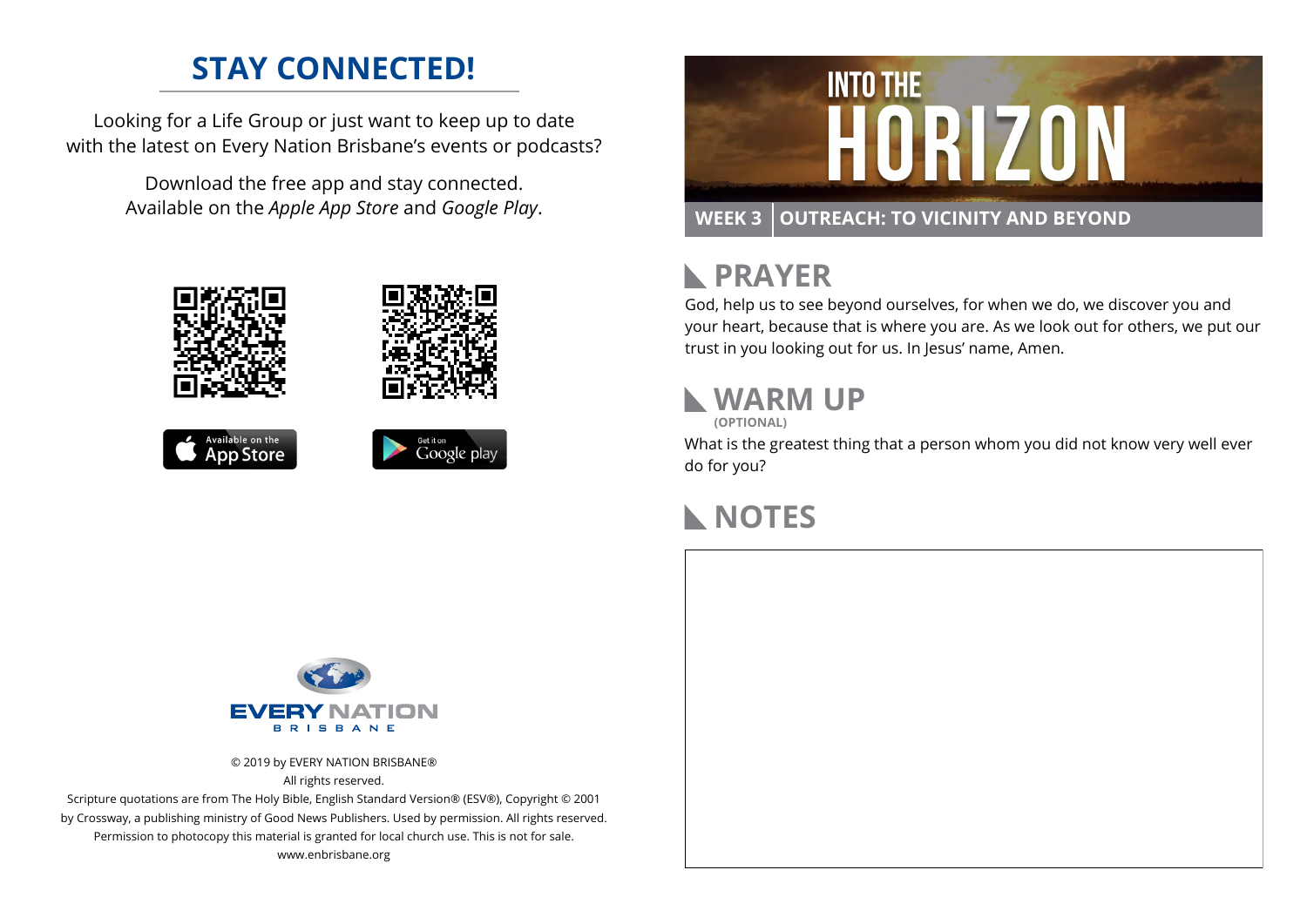## STAY CONNECTED!

Looking for a Life Group or just want to keep up to date with the latest on Every Nation Brisbane's events or podcasts?

Download the free app and stay connected. Available on the *Apple App Store* and *Google Play*.

Available on the App Store

Get it on Google play

EVERY NATION BRISBANE

© 2019 by EVERY NATION BRISBANE®
All rights reserved.
Scripture quotations are from The Holy Bible, English Standard Version® (ESV®), Copyright © 2001 by Crossway, a publishing ministry of Good News Publishers. Used by permission. All rights reserved.
Permission to photocopy this material is granted for local church use. This is not for sale.
www.enbrisbane.org

# INTO THE HORIZON

**WEEK 3 | OUTREACH: TO VICINITY AND BEYOND**

## PRAYER

God, help us to see beyond ourselves, for when we do, we discover you and your heart, because that is where you are. As we look out for others, we put our trust in you looking out for us. In Jesus' name, Amen.

## WARM UP

**(OPTIONAL)**

What is the greatest thing that a person whom you did not know very well ever do for you?

## NOTES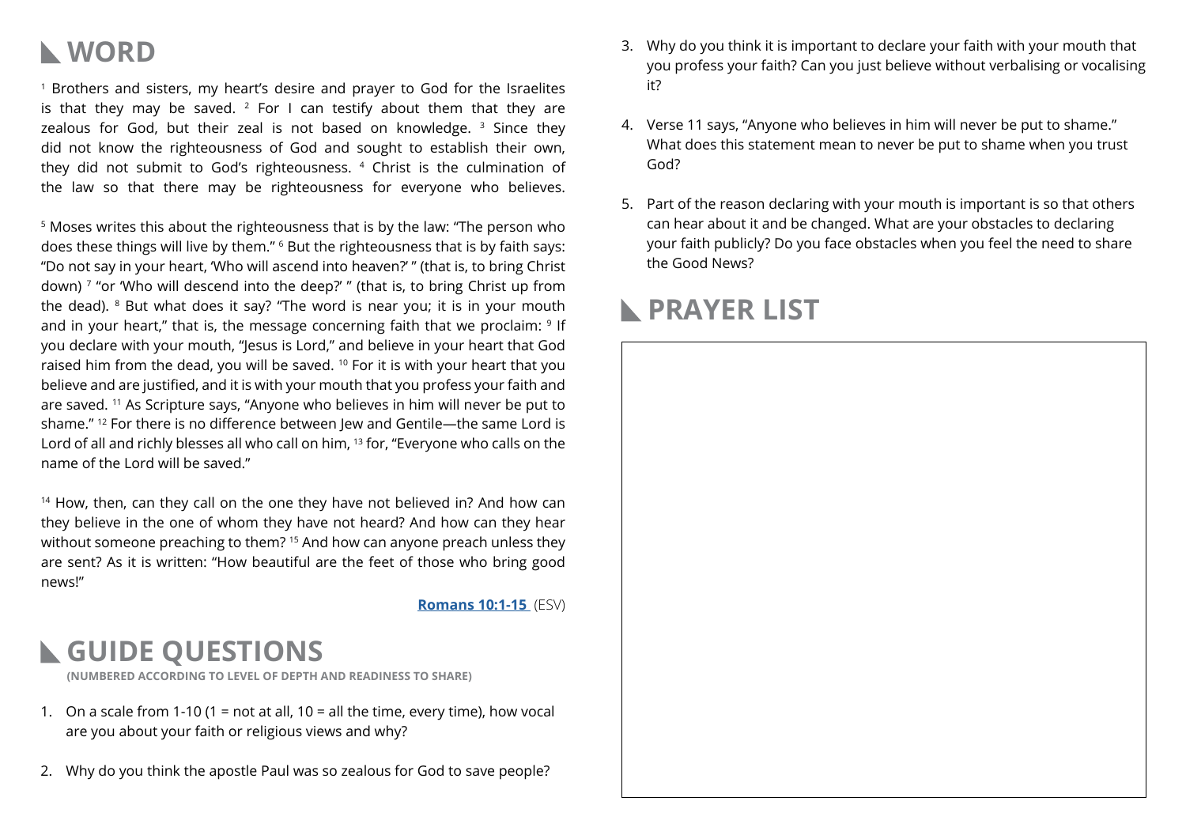## WORD

[1] Brothers and sisters, my heart's desire and prayer to God for the Israelites is that they may be saved. [2] For I can testify about them that they are zealous for God, but their zeal is not based on knowledge. [3] Since they did not know the righteousness of God and sought to establish their own, they did not submit to God's righteousness. [4] Christ is the culmination of the law so that there may be righteousness for everyone who believes.

[5] Moses writes this about the righteousness that is by the law: "The person who does these things will live by them." [6] But the righteousness that is by faith says: "Do not say in your heart, 'Who will ascend into heaven?' " (that is, to bring Christ down) [7] "or 'Who will descend into the deep?' " (that is, to bring Christ up from the dead). [8] But what does it say? "The word is near you; it is in your mouth and in your heart," that is, the message concerning faith that we proclaim: [9] If you declare with your mouth, "Jesus is Lord," and believe in your heart that God raised him from the dead, you will be saved. [10] For it is with your heart that you believe and are justified, and it is with your mouth that you profess your faith and are saved. [11] As Scripture says, "Anyone who believes in him will never be put to shame." [12] For there is no difference between Jew and Gentile—the same Lord is Lord of all and richly blesses all who call on him, [13] for, "Everyone who calls on the name of the Lord will be saved."

[14] How, then, can they call on the one they have not believed in? And how can they believe in the one of whom they have not heard? And how can they hear without someone preaching to them? [15] And how can anyone preach unless they are sent? As it is written: "How beautiful are the feet of those who bring good news!"

**Romans 10:1-15** (ESV)

## GUIDE QUESTIONS

**(NUMBERED ACCORDING TO LEVEL OF DEPTH AND READINESS TO SHARE)**

1. On a scale from 1-10 (1 = not at all, 10 = all the time, every time), how vocal are you about your faith or religious views and why?
2. Why do you think the apostle Paul was so zealous for God to save people?
3. Why do you think it is important to declare your faith with your mouth that you profess your faith? Can you just believe without verbalising or vocalising it?
4. Verse 11 says, "Anyone who believes in him will never be put to shame." What does this statement mean to never be put to shame when you trust God?
5. Part of the reason declaring with your mouth is important is so that others can hear about it and be changed. What are your obstacles to declaring your faith publicly? Do you face obstacles when you feel the need to share the Good News?

## PRAYER LIST